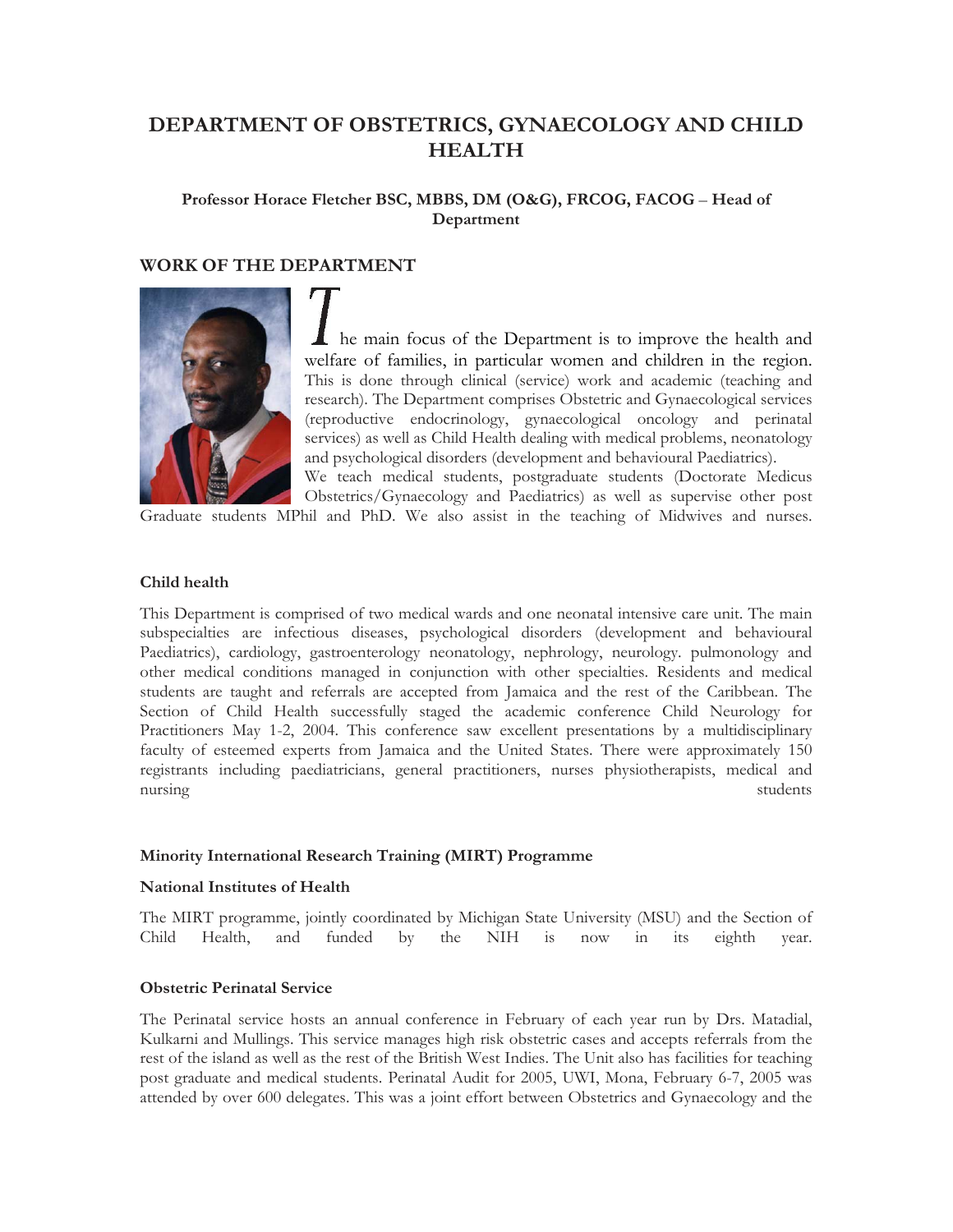# DEPARTMENT OF OBSTETRICS, GYNAECOLOGY AND CHILD HEALTH

**Professor Horace Fletcher BSC, MBBS, DM (O&G), FRCOG, FACOG – Head of Department**

## WORK OF THE DEPARTMENT

The main focus of the Department is to improve the health and welfare of families, in particular women and children in the region. This is done through clinical (service) work and academic (teaching and research). The Department comprises Obstetric and Gynaecological services (reproductive endocrinology, gynaecological oncology and perinatal services) as well as Child Health dealing with medical problems, neonatology and psychological disorders (development and behavioural Paediatrics).

We teach medical students, postgraduate students (Doctorate Medicus Obstetrics/Gynaecology and Paediatrics) as well as supervise other post Graduate students MPhil and PhD. We also assist in the teaching of Midwives and nurses.

**Child health**

This Department is comprised of two medical wards and one neonatal intensive care unit. The main subspecialties are infectious diseases, psychological disorders (development and behavioural Paediatrics), cardiology, gastroenterology neonatology, nephrology, neurology. pulmonology and other medical conditions managed in conjunction with other specialties. Residents and medical students are taught and referrals are accepted from Jamaica and the rest of the Caribbean. The Section of Child Health successfully staged the academic conference Child Neurology for Practitioners May 1-2, 2004. This conference saw excellent presentations by a multidisciplinary faculty of esteemed experts from Jamaica and the United States. There were approximately 150 registrants including paediatricians, general practitioners, nurses physiotherapists, medical and nursing students

**Minority International Research Training (MIRT) Programme**

**National Institutes of Health**

The MIRT programme, jointly coordinated by Michigan State University (MSU) and the Section of Child Health, and funded by the NIH is now in its eighth year.

**Obstetric Perinatal Service**

The Perinatal service hosts an annual conference in February of each year run by Drs. Matadial, Kulkarni and Mullings. This service manages high risk obstetric cases and accepts referrals from the rest of the island as well as the rest of the British West Indies. The Unit also has facilities for teaching post graduate and medical students. Perinatal Audit for 2005, UWI, Mona, February 6-7, 2005 was attended by over 600 delegates. This was a joint effort between Obstetrics and Gynaecology and the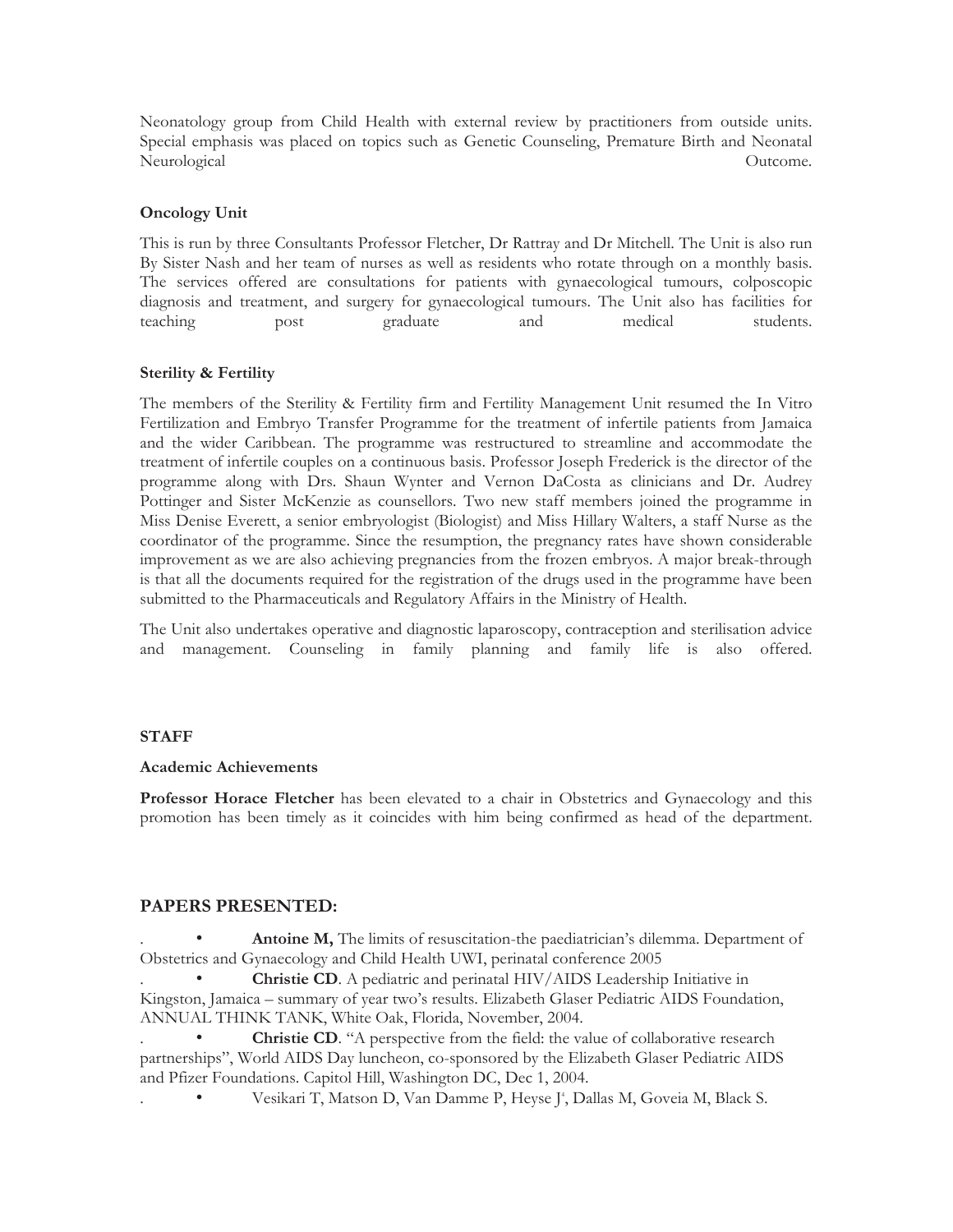Neonatology group from Child Health with external review by practitioners from outside units. Special emphasis was placed on topics such as Genetic Counseling, Premature Birth and Neonatal Neurological Outcome.

**Oncology Unit**

This is run by three Consultants Professor Fletcher, Dr Rattray and Dr Mitchell. The Unit is also run By Sister Nash and her team of nurses as well as residents who rotate through on a monthly basis. The services offered are consultations for patients with gynaecological tumours, colposcopic diagnosis and treatment, and surgery for gynaecological tumours. The Unit also has facilities for teaching post graduate and medical students.

**Sterility & Fertility**

The members of the Sterility & Fertility firm and Fertility Management Unit resumed the In Vitro Fertilization and Embryo Transfer Programme for the treatment of infertile patients from Jamaica and the wider Caribbean. The programme was restructured to streamline and accommodate the treatment of infertile couples on a continuous basis. Professor Joseph Frederick is the director of the programme along with Drs. Shaun Wynter and Vernon DaCosta as clinicians and Dr. Audrey Pottinger and Sister McKenzie as counsellors. Two new staff members joined the programme in Miss Denise Everett, a senior embryologist (Biologist) and Miss Hillary Walters, a staff Nurse as the coordinator of the programme. Since the resumption, the pregnancy rates have shown considerable improvement as we are also achieving pregnancies from the frozen embryos. A major break-through is that all the documents required for the registration of the drugs used in the programme have been submitted to the Pharmaceuticals and Regulatory Affairs in the Ministry of Health.

The Unit also undertakes operative and diagnostic laparoscopy, contraception and sterilisation advice and management. Counseling in family planning and family life is also offered.

**STAFF**

**Academic Achievements**

**Professor Horace Fletcher** has been elevated to a chair in Obstetrics and Gynaecology and this promotion has been timely as it coincides with him being confirmed as head of the department.

## PAPERS PRESENTED:

- **Antoine M,** The limits of resuscitation-the paediatrician's dilemma. Department of Obstetrics and Gynaecology and Child Health UWI, perinatal conference 2005
- **Christie CD**. A pediatric and perinatal HIV/AIDS Leadership Initiative in Kingston, Jamaica – summary of year two's results. Elizabeth Glaser Pediatric AIDS Foundation, ANNUAL THINK TANK, White Oak, Florida, November, 2004.
- **Christie CD**. "A perspective from the field: the value of collaborative research partnerships", World AIDS Day luncheon, co-sponsored by the Elizabeth Glaser Pediatric AIDS and Pfizer Foundations. Capitol Hill, Washington DC, Dec 1, 2004.
- Vesikari T, Matson D, Van Damme P, Heyse J[4], Dallas M, Goveia M, Black S.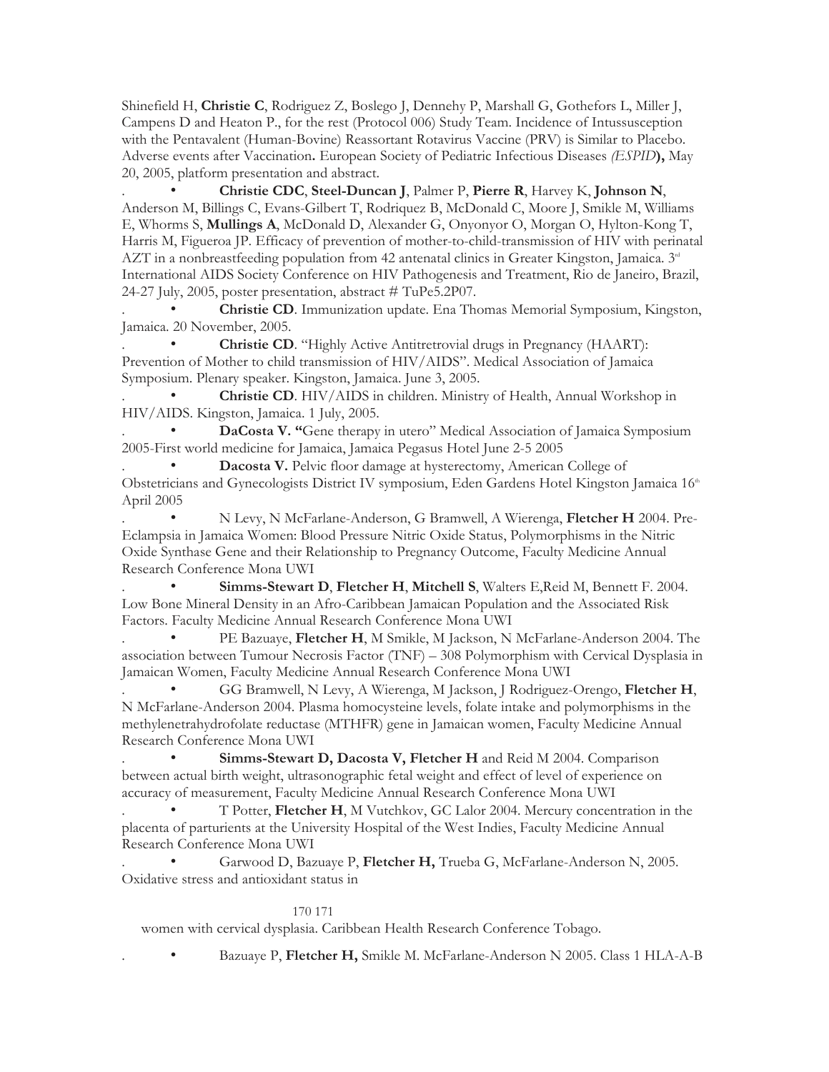Shinefield H, **Christie C**, Rodriguez Z, Boslego J, Dennehy P, Marshall G, Gothefors L, Miller J, Campens D and Heaton P., for the rest (Protocol 006) Study Team. Incidence of Intussusception with the Pentavalent (Human-Bovine) Reassortant Rotavirus Vaccine (PRV) is Similar to Placebo. Adverse events after Vaccination**.** European Society of Pediatric Infectious Diseases *(ESPID***),** May 20, 2005, platform presentation and abstract.

- **Christie CDC**, **Steel-Duncan J**, Palmer P, **Pierre R**, Harvey K, **Johnson N**, Anderson M, Billings C, Evans-Gilbert T, Rodriquez B, McDonald C, Moore J, Smikle M, Williams E, Whorms S, **Mullings A**, McDonald D, Alexander G, Onyonyor O, Morgan O, Hylton-Kong T, Harris M, Figueroa JP. Efficacy of prevention of mother-to-child-transmission of HIV with perinatal AZT in a nonbreastfeeding population from 42 antenatal clinics in Greater Kingston, Jamaica. 3rd International AIDS Society Conference on HIV Pathogenesis and Treatment, Rio de Janeiro, Brazil, 24-27 July, 2005, poster presentation, abstract # TuPe5.2P07.
- **Christie CD**. Immunization update. Ena Thomas Memorial Symposium, Kingston, Jamaica. 20 November, 2005.
- **Christie CD**. "Highly Active Antitretrovial drugs in Pregnancy (HAART): Prevention of Mother to child transmission of HIV/AIDS". Medical Association of Jamaica Symposium. Plenary speaker. Kingston, Jamaica. June 3, 2005.
- **Christie CD**. HIV/AIDS in children. Ministry of Health, Annual Workshop in HIV/AIDS. Kingston, Jamaica. 1 July, 2005.
- **DaCosta V. "**Gene therapy in utero" Medical Association of Jamaica Symposium 2005-First world medicine for Jamaica, Jamaica Pegasus Hotel June 2-5 2005
- **Dacosta V.** Pelvic floor damage at hysterectomy, American College of Obstetricians and Gynecologists District IV symposium, Eden Gardens Hotel Kingston Jamaica 16th April 2005
- N Levy, N McFarlane-Anderson, G Bramwell, A Wierenga, **Fletcher H** 2004. Pre-Eclampsia in Jamaica Women: Blood Pressure Nitric Oxide Status, Polymorphisms in the Nitric Oxide Synthase Gene and their Relationship to Pregnancy Outcome, Faculty Medicine Annual Research Conference Mona UWI
- **Simms-Stewart D**, **Fletcher H**, **Mitchell S**, Walters E,Reid M, Bennett F. 2004. Low Bone Mineral Density in an Afro-Caribbean Jamaican Population and the Associated Risk Factors. Faculty Medicine Annual Research Conference Mona UWI
- PE Bazuaye, **Fletcher H**, M Smikle, M Jackson, N McFarlane-Anderson 2004. The association between Tumour Necrosis Factor (TNF) – 308 Polymorphism with Cervical Dysplasia in Jamaican Women, Faculty Medicine Annual Research Conference Mona UWI
- GG Bramwell, N Levy, A Wierenga, M Jackson, J Rodriguez-Orengo, **Fletcher H**, N McFarlane-Anderson 2004. Plasma homocysteine levels, folate intake and polymorphisms in the methylenetrahydrofolate reductase (MTHFR) gene in Jamaican women, Faculty Medicine Annual Research Conference Mona UWI
- **Simms-Stewart D, Dacosta V, Fletcher H** and Reid M 2004. Comparison between actual birth weight, ultrasonographic fetal weight and effect of level of experience on accuracy of measurement, Faculty Medicine Annual Research Conference Mona UWI
- T Potter, **Fletcher H**, M Vutchkov, GC Lalor 2004. Mercury concentration in the placenta of parturients at the University Hospital of the West Indies, Faculty Medicine Annual Research Conference Mona UWI
- Garwood D, Bazuaye P, **Fletcher H,** Trueba G, McFarlane-Anderson N, 2005. Oxidative stress and antioxidant status in women with cervical dysplasia. Caribbean Health Research Conference Tobago.
- Bazuaye P, **Fletcher H,** Smikle M. McFarlane-Anderson N 2005. Class 1 HLA-A-B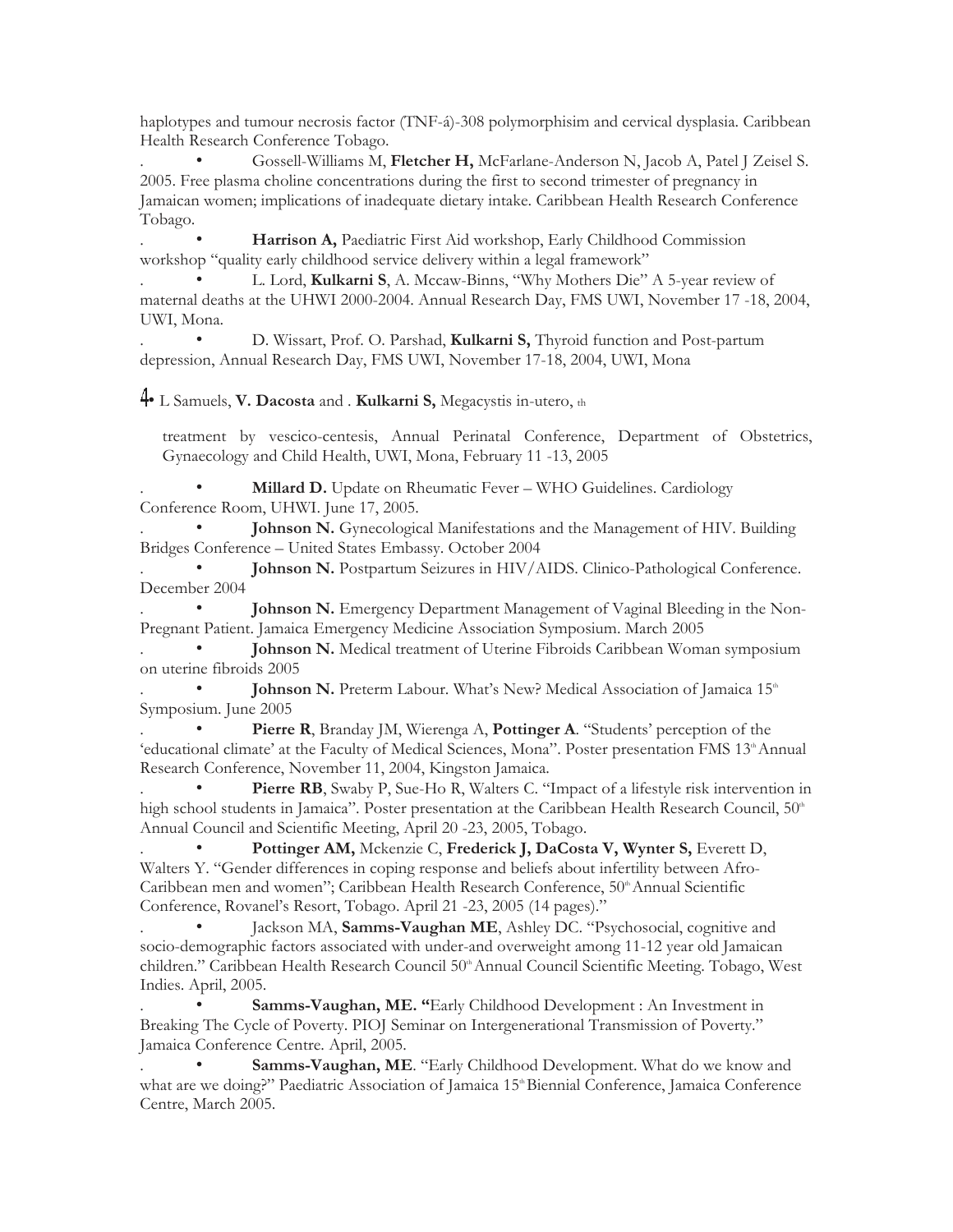haplotypes and tumour necrosis factor (TNF-á)-308 polymorphisim and cervical dysplasia. Caribbean Health Research Conference Tobago.

- Gossell-Williams M, **Fletcher H,** McFarlane-Anderson N, Jacob A, Patel J Zeisel S. 2005. Free plasma choline concentrations during the first to second trimester of pregnancy in Jamaican women; implications of inadequate dietary intake. Caribbean Health Research Conference Tobago.
- **Harrison A,** Paediatric First Aid workshop, Early Childhood Commission workshop "quality early childhood service delivery within a legal framework"
- L. Lord, **Kulkarni S**, A. Mccaw-Binns, "Why Mothers Die" A 5-year review of maternal deaths at the UHWI 2000-2004. Annual Research Day, FMS UWI, November 17 -18, 2004, UWI, Mona.
- D. Wissart, Prof. O. Parshad, **Kulkarni S,** Thyroid function and Post-partum depression, Annual Research Day, FMS UWI, November 17-18, 2004, UWI, Mona
- L Samuels, **V. Dacosta** and . **Kulkarni S,** Megacystis in-utero, th

  treatment by vescico-centesis, Annual Perinatal Conference, Department of Obstetrics, Gynaecology and Child Health, UWI, Mona, February 11 -13, 2005

- **Millard D.** Update on Rheumatic Fever – WHO Guidelines. Cardiology Conference Room, UHWI. June 17, 2005.
- **Johnson N.** Gynecological Manifestations and the Management of HIV. Building Bridges Conference – United States Embassy. October 2004
- **Johnson N.** Postpartum Seizures in HIV/AIDS. Clinico-Pathological Conference. December 2004
- **Johnson N.** Emergency Department Management of Vaginal Bleeding in the Non-Pregnant Patient. Jamaica Emergency Medicine Association Symposium. March 2005
- **Johnson N.** Medical treatment of Uterine Fibroids Caribbean Woman symposium on uterine fibroids 2005
- **Johnson N.** Preterm Labour. What's New? Medical Association of Jamaica 15th Symposium. June 2005
- **Pierre R**, Branday JM, Wierenga A, **Pottinger A**. "Students' perception of the 'educational climate' at the Faculty of Medical Sciences, Mona". Poster presentation FMS 13th Annual Research Conference, November 11, 2004, Kingston Jamaica.
- **Pierre RB**, Swaby P, Sue-Ho R, Walters C. "Impact of a lifestyle risk intervention in high school students in Jamaica". Poster presentation at the Caribbean Health Research Council, 50th Annual Council and Scientific Meeting, April 20 -23, 2005, Tobago.
- **Pottinger AM,** Mckenzie C, **Frederick J, DaCosta V, Wynter S,** Everett D, Walters Y. "Gender differences in coping response and beliefs about infertility between Afro-Caribbean men and women"; Caribbean Health Research Conference, 50th Annual Scientific Conference, Rovanel's Resort, Tobago. April 21 -23, 2005 (14 pages)."
- Jackson MA, **Samms-Vaughan ME**, Ashley DC. "Psychosocial, cognitive and socio-demographic factors associated with under-and overweight among 11-12 year old Jamaican children." Caribbean Health Research Council 50th Annual Council and Scientific Meeting. Tobago, West Indies. April, 2005.
- **Samms-Vaughan, ME. "**Early Childhood Development : An Investment in Breaking The Cycle of Poverty. PIOJ Seminar on Intergenerational Transmission of Poverty." Jamaica Conference Centre. April, 2005.
- **Samms-Vaughan, ME**. "Early Childhood Development. What do we know and what are we doing?" Paediatric Association of Jamaica 15th Biennial Conference, Jamaica Conference Centre, March 2005.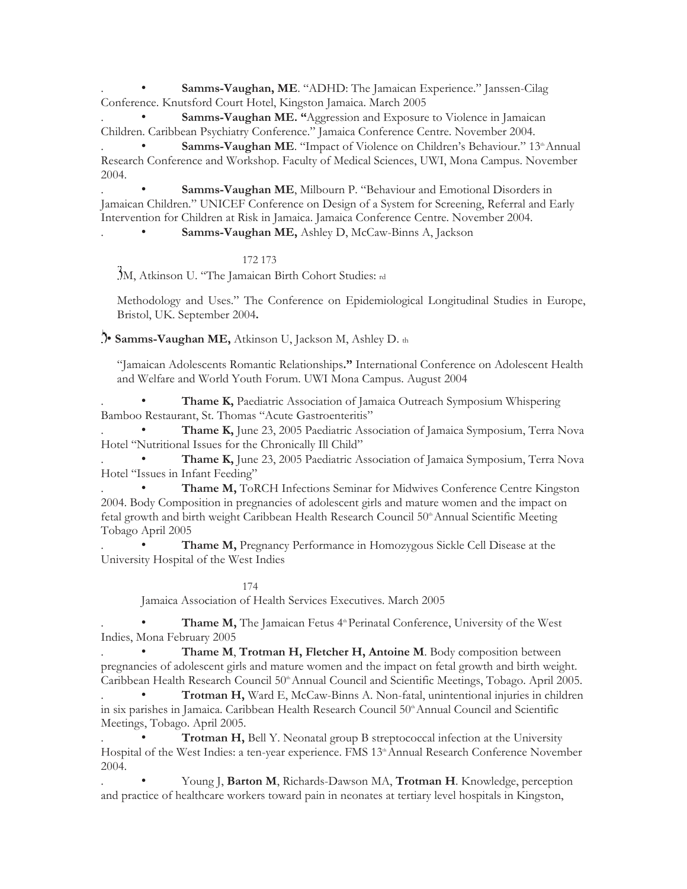- **Samms-Vaughan, ME**. "ADHD: The Jamaican Experience." Janssen-Cilag Conference. Knutsford Court Hotel, Kingston Jamaica. March 2005
- **Samms-Vaughan ME. "**Aggression and Exposure to Violence in Jamaican Children. Caribbean Psychiatry Conference." Jamaica Conference Centre. November 2004.
- **Samms-Vaughan ME**. "Impact of Violence on Children's Behaviour." 13th Annual Research Conference and Workshop. Faculty of Medical Sciences, UWI, Mona Campus. November 2004.
- **Samms-Vaughan ME**, Milbourn P. "Behaviour and Emotional Disorders in Jamaican Children." UNICEF Conference on Design of a System for Screening, Referral and Early Intervention for Children at Risk in Jamaica. Jamaica Conference Centre. November 2004.
- **Samms-Vaughan ME,** Ashley D, McCaw-Binns A, Jackson M, Atkinson U. "The Jamaican Birth Cohort Studies: Methodology and Uses." The 3rd Conference on Epidemiological Longitudinal Studies in Europe, Bristol, UK. September 2004**.**
- **Samms-Vaughan ME,** Atkinson U, Jackson M, Ashley D. "Jamaican Adolescents Romantic Relationships**."** 7th International Conference on Adolescent Health and Welfare and World Youth Forum. UWI Mona Campus. August 2004
- **Thame K,** Paediatric Association of Jamaica Outreach Symposium Whispering Bamboo Restaurant, St. Thomas "Acute Gastroenteritis"
- **Thame K,** June 23, 2005 Paediatric Association of Jamaica Symposium, Terra Nova Hotel "Nutritional Issues for the Chronically Ill Child"
- **Thame K,** June 23, 2005 Paediatric Association of Jamaica Symposium, Terra Nova Hotel "Issues in Infant Feeding"
- **Thame M,** ToRCH Infections Seminar for Midwives Conference Centre Kingston 2004. Body Composition in pregnancies of adolescent girls and mature women and the impact on fetal growth and birth weight Caribbean Health Research Council 50th Annual Scientific Meeting Tobago April 2005
- **Thame M,** Pregnancy Performance in Homozygous Sickle Cell Disease at the University Hospital of the West Indies Jamaica Association of Health Services Executives. March 2005
- **Thame M,** The Jamaican Fetus 4th Perinatal Conference, University of the West Indies, Mona February 2005
- **Thame M**, **Trotman H, Fletcher H, Antoine M**. Body composition between pregnancies of adolescent girls and mature women and the impact on fetal growth and birth weight. Caribbean Health Research Council 50th Annual Council and Scientific Meetings, Tobago. April 2005.
- **Trotman H,** Ward E, McCaw-Binns A. Non-fatal, unintentional injuries in children in six parishes in Jamaica. Caribbean Health Research Council 50th Annual Council and Scientific Meetings, Tobago. April 2005.
- **Trotman H,** Bell Y. Neonatal group B streptococcal infection at the University Hospital of the West Indies: a ten-year experience. FMS 13th Annual Research Conference November 2004.
- Young J, **Barton M**, Richards-Dawson MA, **Trotman H**. Knowledge, perception and practice of healthcare workers toward pain in neonates at tertiary level hospitals in Kingston,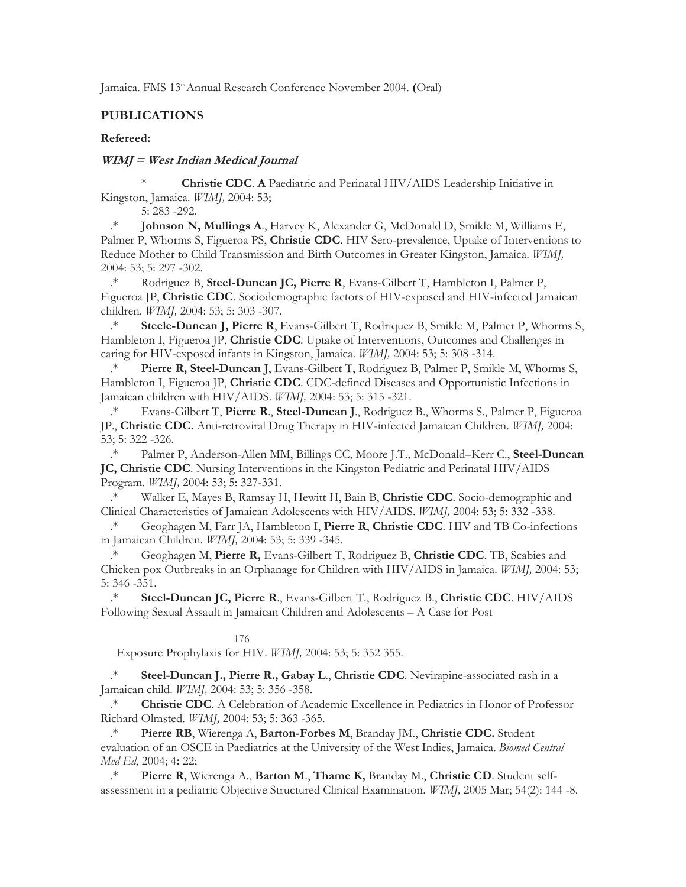Jamaica. FMS 13th Annual Research Conference November 2004. **(**Oral)

## PUBLICATIONS

**Refereed:**

***WIMJ = West Indian Medical Journal***

\* **Christie CDC**. **A** Paediatric and Perinatal HIV/AIDS Leadership Initiative in Kingston, Jamaica. *WIMJ,* 2004: 53; 5: 283 -292.

.* **Johnson N, Mullings A**., Harvey K, Alexander G, McDonald D, Smikle M, Williams E, Palmer P, Whorms S, Figueroa PS, **Christie CDC**. HIV Sero-prevalence, Uptake of Interventions to Reduce Mother to Child Transmission and Birth Outcomes in Greater Kingston, Jamaica. *WIMJ,* 2004: 53; 5: 297 -302.

.* Rodriguez B, **Steel-Duncan JC, Pierre R**, Evans-Gilbert T, Hambleton I, Palmer P, Figueroa JP, **Christie CDC**. Sociodemographic factors of HIV-exposed and HIV-infected Jamaican children. *WIMJ,* 2004: 53; 5: 303 -307.

.* **Steele-Duncan J, Pierre R**, Evans-Gilbert T, Rodriquez B, Smikle M, Palmer P, Whorms S, Hambleton I, Figueroa JP, **Christie CDC**. Uptake of Interventions, Outcomes and Challenges in caring for HIV-exposed infants in Kingston, Jamaica. *WIMJ,* 2004: 53; 5: 308 -314.

.* **Pierre R, Steel-Duncan J**, Evans-Gilbert T, Rodriguez B, Palmer P, Smikle M, Whorms S, Hambleton I, Figueroa JP, **Christie CDC**. CDC-defined Diseases and Opportunistic Infections in Jamaican children with HIV/AIDS. *WIMJ,* 2004: 53; 5: 315 -321.

.* Evans-Gilbert T, **Pierre R**., **Steel-Duncan J**., Rodriguez B., Whorms S., Palmer P, Figueroa JP., **Christie CDC.** Anti-retroviral Drug Therapy in HIV-infected Jamaican Children. *WIMJ,* 2004: 53; 5: 322 -326.

.* Palmer P, Anderson-Allen MM, Billings CC, Moore J.T., McDonald–Kerr C., **Steel-Duncan JC, Christie CDC**. Nursing Interventions in the Kingston Pediatric and Perinatal HIV/AIDS Program. *WIMJ,* 2004: 53; 5: 327-331.

.* Walker E, Mayes B, Ramsay H, Hewitt H, Bain B, **Christie CDC**. Socio-demographic and Clinical Characteristics of Jamaican Adolescents with HIV/AIDS. *WIMJ,* 2004: 53; 5: 332 -338.

.* Geoghagen M, Farr JA, Hambleton I, **Pierre R**, **Christie CDC**. HIV and TB Co-infections in Jamaican Children. *WIMJ,* 2004: 53; 5: 339 -345.

.* Geoghagen M, **Pierre R,** Evans-Gilbert T, Rodriguez B, **Christie CDC**. TB, Scabies and Chicken pox Outbreaks in an Orphanage for Children with HIV/AIDS in Jamaica. *WIMJ,* 2004: 53; 5: 346 -351.

.* **Steel-Duncan JC, Pierre R**., Evans-Gilbert T., Rodriguez B., **Christie CDC**. HIV/AIDS Following Sexual Assault in Jamaican Children and Adolescents – A Case for Post Exposure Prophylaxis for HIV. *WIMJ,* 2004: 53; 5: 352 355.

.* **Steel-Duncan J., Pierre R., Gabay L**., **Christie CDC**. Nevirapine-associated rash in a Jamaican child. *WIMJ,* 2004: 53; 5: 356 -358.

.* **Christie CDC**. A Celebration of Academic Excellence in Pediatrics in Honor of Professor Richard Olmsted. *WIMJ,* 2004: 53; 5: 363 -365.

.* **Pierre RB**, Wierenga A, **Barton-Forbes M**, Branday JM., **Christie CDC.** Student evaluation of an OSCE in Paediatrics at the University of the West Indies, Jamaica. *Biomed Central Med Ed*, 2004; 4**:** 22;

.* **Pierre R,** Wierenga A., **Barton M**., **Thame K,** Branday M., **Christie CD**. Student self-assessment in a pediatric Objective Structured Clinical Examination. *WIMJ,* 2005 Mar; 54(2): 144 -8.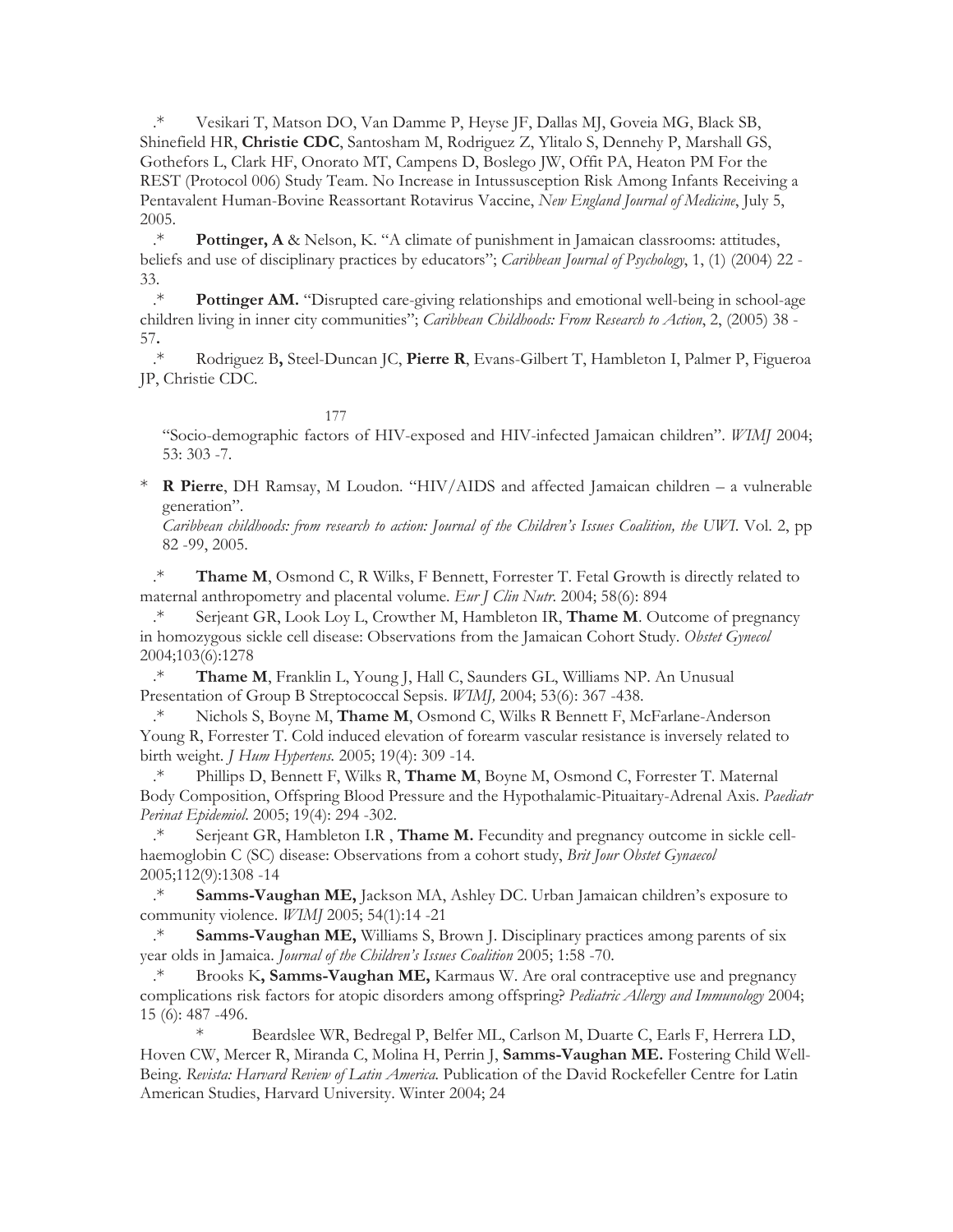.* Vesikari T, Matson DO, Van Damme P, Heyse JF, Dallas MJ, Goveia MG, Black SB, Shinefield HR, **Christie CDC**, Santosham M, Rodriguez Z, Ylitalo S, Dennehy P, Marshall GS, Gothefors L, Clark HF, Onorato MT, Campens D, Boslego JW, Offit PA, Heaton PM For the REST (Protocol 006) Study Team. No Increase in Intussusception Risk Among Infants Receiving a Pentavalent Human-Bovine Reassortant Rotavirus Vaccine, *New England Journal of Medicine*, July 5, 2005.

.* **Pottinger, A** & Nelson, K. "A climate of punishment in Jamaican classrooms: attitudes, beliefs and use of disciplinary practices by educators"; *Caribbean Journal of Psychology*, 1, (1) (2004) 22 - 33.

.* **Pottinger AM.** "Disrupted care-giving relationships and emotional well-being in school-age children living in inner city communities"; *Caribbean Childhoods: From Research to Action*, 2, (2005) 38 - 57**.**

.* Rodriguez B**,** Steel-Duncan JC, **Pierre R**, Evans-Gilbert T, Hambleton I, Palmer P, Figueroa JP, Christie CDC. "Socio-demographic factors of HIV-exposed and HIV-infected Jamaican children". *WIMJ* 2004; 53: 303 -7.

\* **R Pierre**, DH Ramsay, M Loudon. "HIV/AIDS and affected Jamaican children – a vulnerable generation". *Caribbean childhoods: from research to action: Journal of the Children's Issues Coalition, the UWI.* Vol. 2, pp 82 -99, 2005.

.* **Thame M**, Osmond C, R Wilks, F Bennett, Forrester T. Fetal Growth is directly related to maternal anthropometry and placental volume. *Eur J Clin Nutr.* 2004; 58(6): 894

.* Serjeant GR, Look Loy L, Crowther M, Hambleton IR, **Thame M**. Outcome of pregnancy in homozygous sickle cell disease: Observations from the Jamaican Cohort Study. *Obstet Gynecol* 2004;103(6):1278

.* **Thame M**, Franklin L, Young J, Hall C, Saunders GL, Williams NP. An Unusual Presentation of Group B Streptococcal Sepsis. *WIMJ,* 2004; 53(6): 367 -438.

.* Nichols S, Boyne M, **Thame M**, Osmond C, Wilks R Bennett F, McFarlane-Anderson Young R, Forrester T. Cold induced elevation of forearm vascular resistance is inversely related to birth weight. *J Hum Hypertens.* 2005; 19(4): 309 -14.

.* Phillips D, Bennett F, Wilks R, **Thame M**, Boyne M, Osmond C, Forrester T. Maternal Body Composition, Offspring Blood Pressure and the Hypothalamic-Pituaitary-Adrenal Axis. *Paediatr Perinat Epidemiol*. 2005; 19(4): 294 -302.

.* Serjeant GR, Hambleton I.R , **Thame M.** Fecundity and pregnancy outcome in sickle cell-haemoglobin C (SC) disease: Observations from a cohort study, *Brit Jour Obstet Gynaecol* 2005;112(9):1308 -14

.* **Samms-Vaughan ME,** Jackson MA, Ashley DC. Urban Jamaican children's exposure to community violence. *WIMJ* 2005; 54(1):14 -21

.* **Samms-Vaughan ME,** Williams S, Brown J. Disciplinary practices among parents of six year olds in Jamaica. *Journal of the Children's Issues Coalition* 2005; 1:58 -70.

.* Brooks K**, Samms-Vaughan ME,** Karmaus W. Are oral contraceptive use and pregnancy complications risk factors for atopic disorders among offspring? *Pediatric Allergy and Immunology* 2004; 15 (6): 487 -496.

\* Beardslee WR, Bedregal P, Belfer ML, Carlson M, Duarte C, Earls F, Herrera LD, Hoven CW, Mercer R, Miranda C, Molina H, Perrin J, **Samms-Vaughan ME.** Fostering Child Well-Being. *Revista: Harvard Review of Latin America.* Publication of the David Rockefeller Centre for Latin American Studies, Harvard University. Winter 2004; 24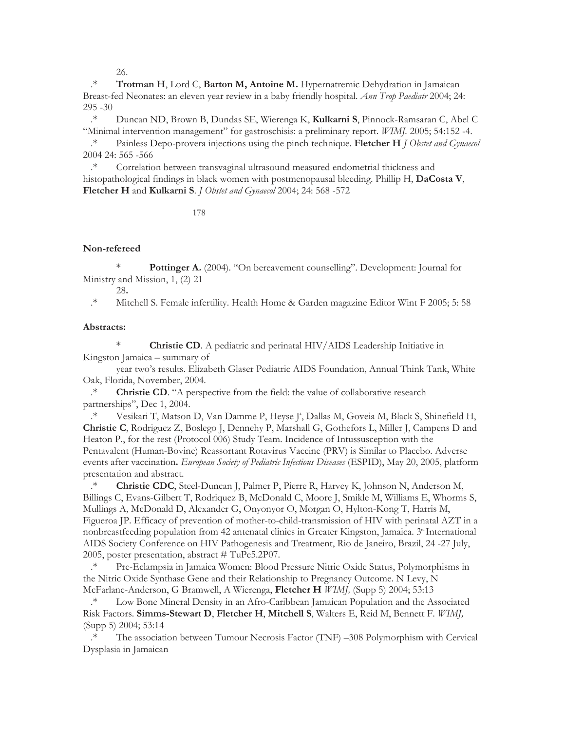26.

.* **Trotman H**, Lord C, **Barton M, Antoine M.** Hypernatremic Dehydration in Jamaican Breast-fed Neonates: an eleven year review in a baby friendly hospital. *Ann Trop Paediatr* 2004; 24: 295 -30

.* Duncan ND, Brown B, Dundas SE, Wierenga K, **Kulkarni S**, Pinnock-Ramsaran C, Abel C "Minimal intervention management" for gastroschisis: a preliminary report. *WIMJ.* 2005; 54:152 -4.

.* Painless Depo-provera injections using the pinch technique. **Fletcher H** *J Obstet and Gynaecol* 2004 24: 565 -566

.* Correlation between transvaginal ultrasound measured endometrial thickness and histopathological findings in black women with postmenopausal bleeding. Phillip H, **DaCosta V**, **Fletcher H** and **Kulkarni S**. *J Obstet and Gynaecol* 2004; 24: 568 -572

178

**Non-refereed**

\* **Pottinger A.** (2004). "On bereavement counselling". Development: Journal for Ministry and Mission, 1, (2) 21

28**.**

.* Mitchell S. Female infertility. Health Home & Garden magazine Editor Wint F 2005; 5: 58

**Abstracts:**

\* **Christie CD**. A pediatric and perinatal HIV/AIDS Leadership Initiative in Kingston Jamaica – summary of year two's results. Elizabeth Glaser Pediatric AIDS Foundation, Annual Think Tank, White Oak, Florida, November, 2004.

.* **Christie CD**. "A perspective from the field: the value of collaborative research partnerships", Dec 1, 2004.

.* Vesikari T, Matson D, Van Damme P, Heyse J[4], Dallas M, Goveia M, Black S, Shinefield H, **Christie C**, Rodriguez Z, Boslego J, Dennehy P, Marshall G, Gothefors L, Miller J, Campens D and Heaton P., for the rest (Protocol 006) Study Team. Incidence of Intussusception with the Pentavalent (Human-Bovine) Reassortant Rotavirus Vaccine (PRV) is Similar to Placebo. Adverse events after vaccination**.** *European Society of Pediatric Infectious Diseases* (ESPID), May 20, 2005, platform presentation and abstract.

.* **Christie CDC**, Steel-Duncan J, Palmer P, Pierre R, Harvey K, Johnson N, Anderson M, Billings C, Evans-Gilbert T, Rodriquez B, McDonald C, Moore J, Smikle M, Williams E, Whorms S, Mullings A, McDonald D, Alexander G, Onyonyor O, Morgan O, Hylton-Kong T, Harris M, Figueroa JP. Efficacy of prevention of mother-to-child-transmission of HIV with perinatal AZT in a nonbreastfeeding population from 42 antenatal clinics in Greater Kingston, Jamaica. 3[rd] International AIDS Society Conference on HIV Pathogenesis and Treatment, Rio de Janeiro, Brazil, 24 -27 July, 2005, poster presentation, abstract # TuPe5.2P07.

.* Pre-Eclampsia in Jamaica Women: Blood Pressure Nitric Oxide Status, Polymorphisms in the Nitric Oxide Synthase Gene and their Relationship to Pregnancy Outcome. N Levy, N McFarlane-Anderson, G Bramwell, A Wierenga, **Fletcher H** *WIMJ,* (Supp 5) 2004; 53:13

.* Low Bone Mineral Density in an Afro-Caribbean Jamaican Population and the Associated Risk Factors. **Simms-Stewart D**, **Fletcher H**, **Mitchell S**, Walters E, Reid M, Bennett F. *WIMJ,* (Supp 5) 2004; 53:14

.* The association between Tumour Necrosis Factor (TNF) –308 Polymorphism with Cervical Dysplasia in Jamaican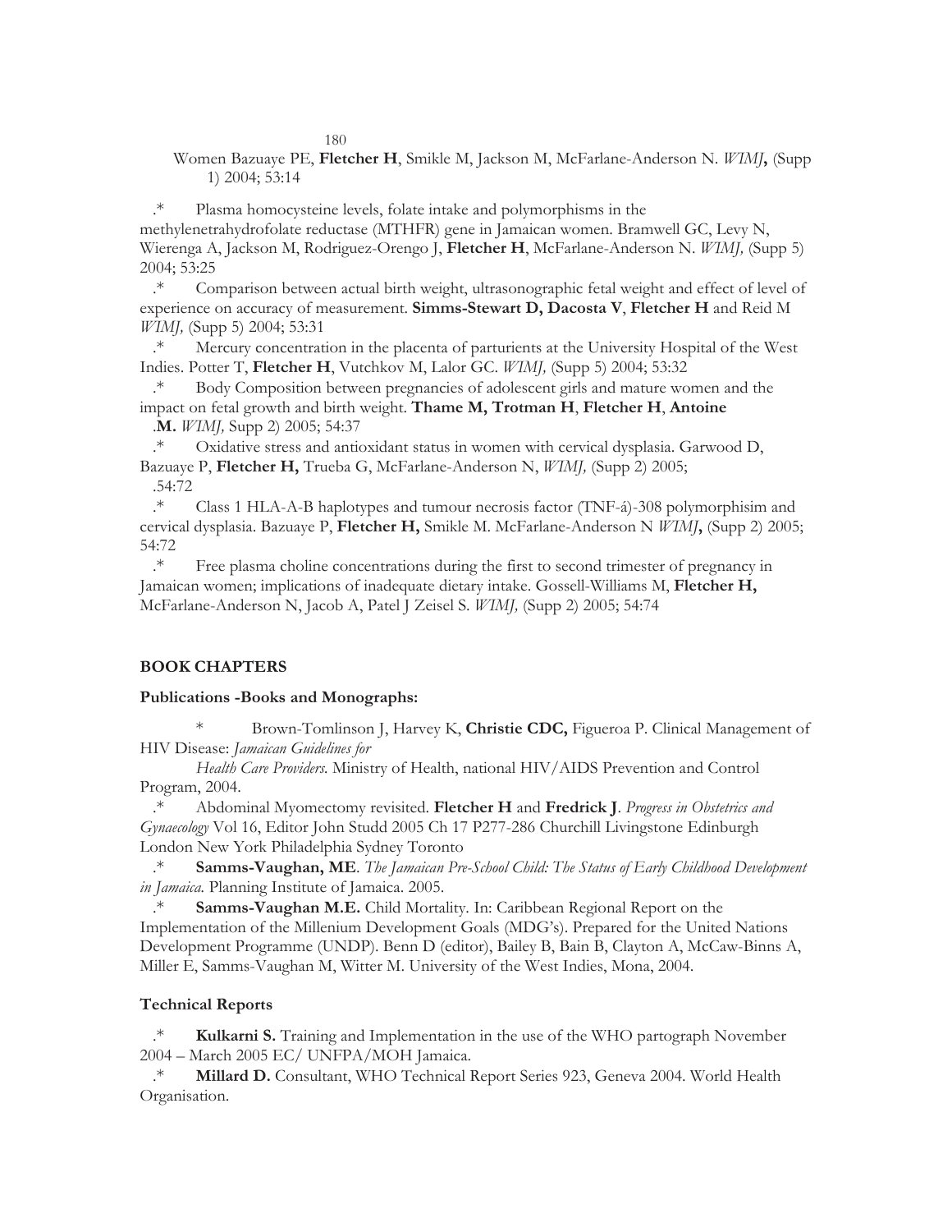Women Bazuaye PE, **Fletcher H**, Smikle M, Jackson M, McFarlane-Anderson N. *WIMJ***,** (Supp 1) 2004; 53:14

.* Plasma homocysteine levels, folate intake and polymorphisms in the methylenetrahydrofolate reductase (MTHFR) gene in Jamaican women. Bramwell GC, Levy N, Wierenga A, Jackson M, Rodriguez-Orengo J, **Fletcher H**, McFarlane-Anderson N. *WIMJ,* (Supp 5) 2004; 53:25

.* Comparison between actual birth weight, ultrasonographic fetal weight and effect of level of experience on accuracy of measurement. **Simms-Stewart D, Dacosta V**, **Fletcher H** and Reid M *WIMJ,* (Supp 5) 2004; 53:31

.* Mercury concentration in the placenta of parturients at the University Hospital of the West Indies. Potter T, **Fletcher H**, Vutchkov M, Lalor GC. *WIMJ,* (Supp 5) 2004; 53:32

.* Body Composition between pregnancies of adolescent girls and mature women and the impact on fetal growth and birth weight. **Thame M, Trotman H**, **Fletcher H**, **Antoine .M.** *WIMJ,* Supp 2) 2005; 54:37

.* Oxidative stress and antioxidant status in women with cervical dysplasia. Garwood D, Bazuaye P, **Fletcher H,** Trueba G, McFarlane-Anderson N, *WIMJ,* (Supp 2) 2005; .54:72

.* Class 1 HLA-A-B haplotypes and tumour necrosis factor (TNF-á)-308 polymorphisim and cervical dysplasia. Bazuaye P, **Fletcher H,** Smikle M. McFarlane-Anderson N *WIMJ***,** (Supp 2) 2005; 54:72

.* Free plasma choline concentrations during the first to second trimester of pregnancy in Jamaican women; implications of inadequate dietary intake. Gossell-Williams M, **Fletcher H,** McFarlane-Anderson N, Jacob A, Patel J Zeisel S. *WIMJ,* (Supp 2) 2005; 54:74

## BOOK CHAPTERS

### Publications -Books and Monographs:

\* Brown-Tomlinson J, Harvey K, **Christie CDC,** Figueroa P. Clinical Management of HIV Disease: *Jamaican Guidelines for Health Care Providers.* Ministry of Health, national HIV/AIDS Prevention and Control Program, 2004.

.* Abdominal Myomectomy revisited. **Fletcher H** and **Fredrick J**. *Progress in Obstetrics and Gynaecology* Vol 16, Editor John Studd 2005 Ch 17 P277-286 Churchill Livingstone Edinburgh London New York Philadelphia Sydney Toronto

.* **Samms-Vaughan, ME**. *The Jamaican Pre-School Child: The Status of Early Childhood Development in Jamaica.* Planning Institute of Jamaica. 2005.

.* **Samms-Vaughan M.E.** Child Mortality. In: Caribbean Regional Report on the Implementation of the Millenium Development Goals (MDG's). Prepared for the United Nations Development Programme (UNDP). Benn D (editor), Bailey B, Bain B, Clayton A, McCaw-Binns A, Miller E, Samms-Vaughan M, Witter M. University of the West Indies, Mona, 2004.

### Technical Reports

.* **Kulkarni S.** Training and Implementation in the use of the WHO partograph November 2004 – March 2005 EC/ UNFPA/MOH Jamaica.

.* **Millard D.** Consultant, WHO Technical Report Series 923, Geneva 2004. World Health Organisation.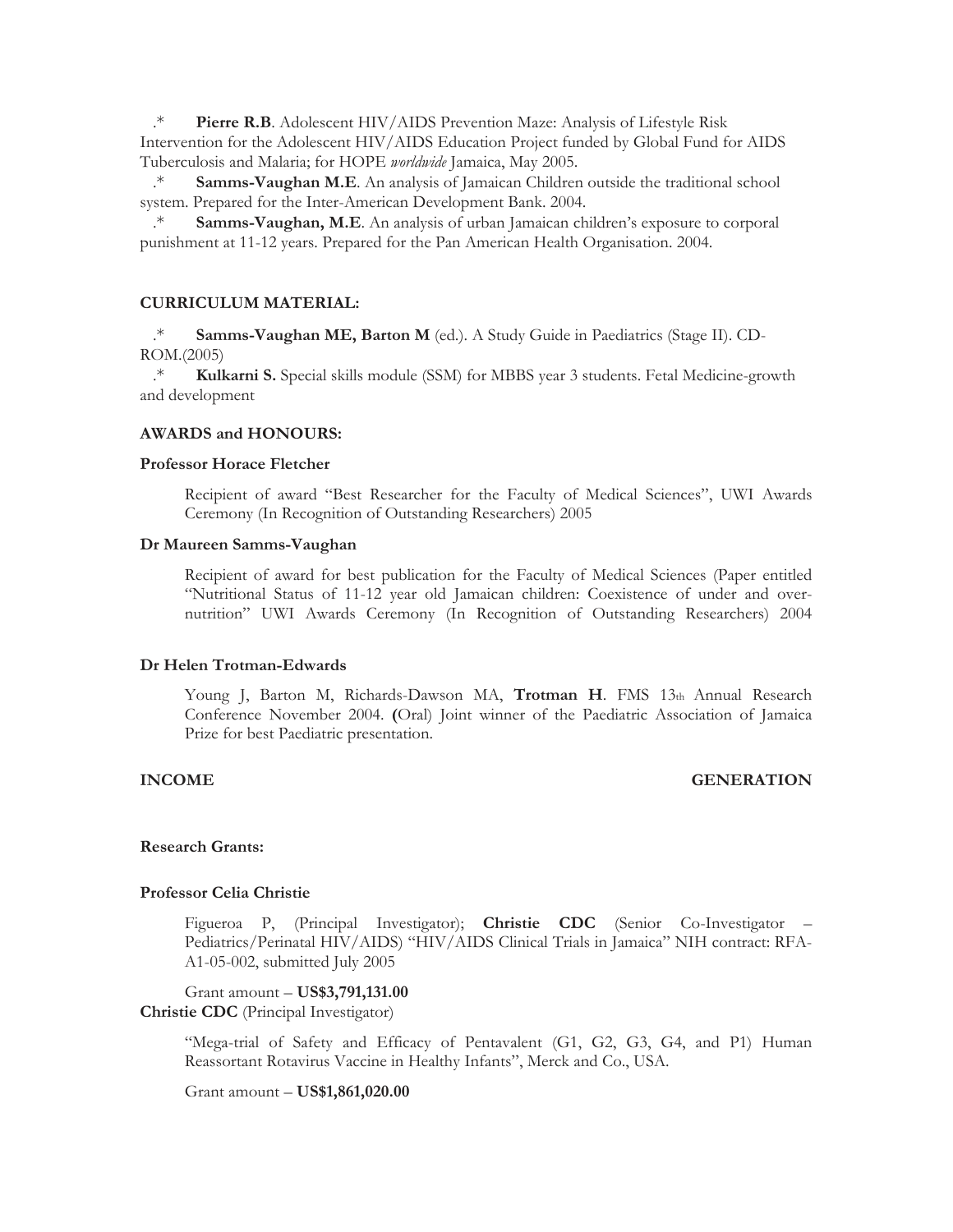.* **Pierre R.B**. Adolescent HIV/AIDS Prevention Maze: Analysis of Lifestyle Risk Intervention for the Adolescent HIV/AIDS Education Project funded by Global Fund for AIDS Tuberculosis and Malaria; for HOPE *worldwide* Jamaica, May 2005.

.* **Samms-Vaughan M.E**. An analysis of Jamaican Children outside the traditional school system. Prepared for the Inter-American Development Bank. 2004.

.* **Samms-Vaughan, M.E**. An analysis of urban Jamaican children's exposure to corporal punishment at 11-12 years. Prepared for the Pan American Health Organisation. 2004.

### CURRICULUM MATERIAL:

.* **Samms-Vaughan ME, Barton M** (ed.). A Study Guide in Paediatrics (Stage II). CD-ROM.(2005)

.* **Kulkarni S.** Special skills module (SSM) for MBBS year 3 students. Fetal Medicine-growth and development

### AWARDS and HONOURS:

**Professor Horace Fletcher**

Recipient of award "Best Researcher for the Faculty of Medical Sciences", UWI Awards Ceremony (In Recognition of Outstanding Researchers) 2005

**Dr Maureen Samms-Vaughan**

Recipient of award for best publication for the Faculty of Medical Sciences (Paper entitled "Nutritional Status of 11-12 year old Jamaican children: Coexistence of under and over-nutrition" UWI Awards Ceremony (In Recognition of Outstanding Researchers) 2004

**Dr Helen Trotman-Edwards**

Young J, Barton M, Richards-Dawson MA, **Trotman H**. FMS 13th Annual Research Conference November 2004. **(**Oral) Joint winner of the Paediatric Association of Jamaica Prize for best Paediatric presentation.

### INCOME GENERATION

**Research Grants:**

**Professor Celia Christie**

Figueroa P, (Principal Investigator); **Christie CDC** (Senior Co-Investigator – Pediatrics/Perinatal HIV/AIDS) "HIV/AIDS Clinical Trials in Jamaica" NIH contract: RFA-A1-05-002, submitted July 2005

Grant amount – **US$3,791,131.00**

**Christie CDC** (Principal Investigator)

"Mega-trial of Safety and Efficacy of Pentavalent (G1, G2, G3, G4, and P1) Human Reassortant Rotavirus Vaccine in Healthy Infants", Merck and Co., USA.

Grant amount – **US$1,861,020.00**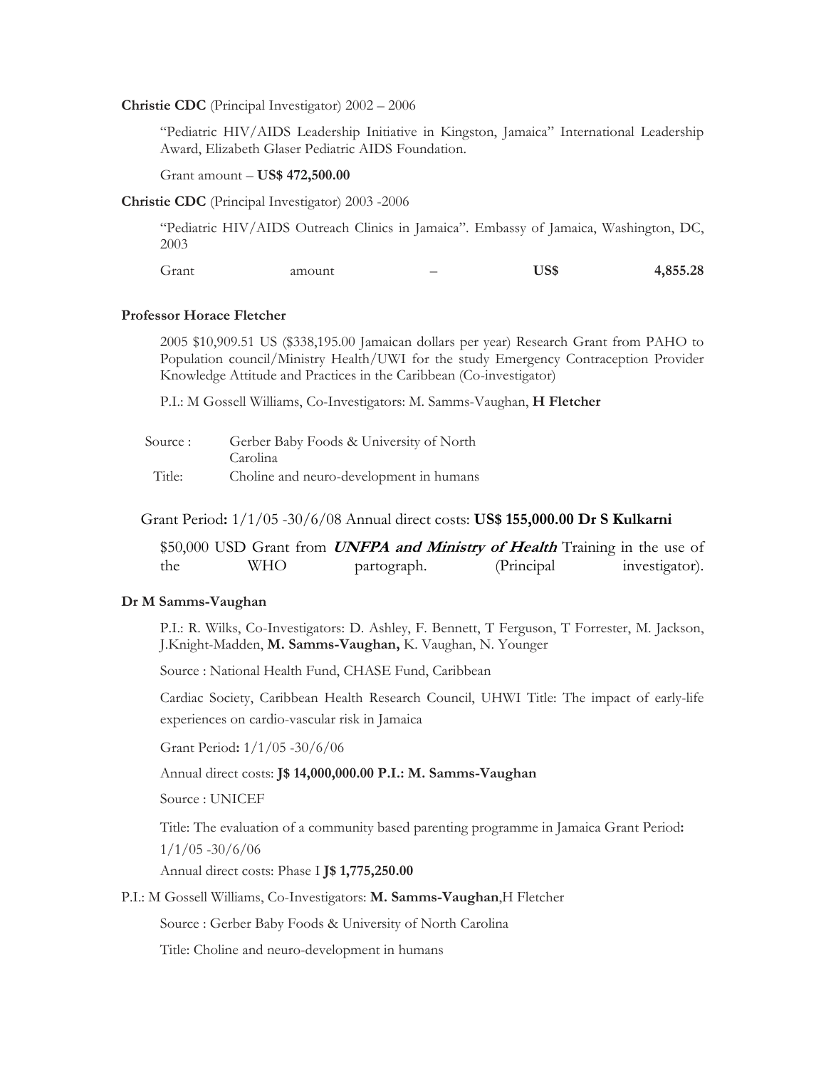**Christie CDC** (Principal Investigator) 2002 – 2006

"Pediatric HIV/AIDS Leadership Initiative in Kingston, Jamaica" International Leadership Award, Elizabeth Glaser Pediatric AIDS Foundation.

Grant amount – **US$ 472,500.00**

**Christie CDC** (Principal Investigator) 2003 -2006

"Pediatric HIV/AIDS Outreach Clinics in Jamaica". Embassy of Jamaica, Washington, DC, 2003

Grant amount – **US$ 4,855.28**

**Professor Horace Fletcher**

2005 $10,909.51 US ($338,195.00 Jamaican dollars per year) Research Grant from PAHO to Population council/Ministry Health/UWI for the study Emergency Contraception Provider Knowledge Attitude and Practices in the Caribbean (Co-investigator)

P.I.: M Gossell Williams, Co-Investigators: M. Samms-Vaughan, **H Fletcher**

| | |
|---|---|
| Source : | Gerber Baby Foods & University of North Carolina |
| Title: | Choline and neuro-development in humans |

Grant Period**:** 1/1/05 -30/6/08 Annual direct costs: **US$ 155,000.00 Dr S Kulkarni**

$50,000 USD Grant from ***UNFPA and Ministry of Health*** Training in the use of the WHO partograph. (Principal investigator).

**Dr M Samms-Vaughan**

P.I.: R. Wilks, Co-Investigators: D. Ashley, F. Bennett, T Ferguson, T Forrester, M. Jackson, J.Knight-Madden, **M. Samms-Vaughan,** K. Vaughan, N. Younger

Source : National Health Fund, CHASE Fund, Caribbean

Cardiac Society, Caribbean Health Research Council, UHWI Title: The impact of early-life experiences on cardio-vascular risk in Jamaica

Grant Period**:** 1/1/05 -30/6/06

Annual direct costs: **J$ 14,000,000.00 P.I.: M. Samms-Vaughan**

Source : UNICEF

Title: The evaluation of a community based parenting programme in Jamaica Grant Period**:** 1/1/05 -30/6/06

Annual direct costs: Phase I **J$ 1,775,250.00**

P.I.: M Gossell Williams, Co-Investigators: **M. Samms-Vaughan**,H Fletcher

Source : Gerber Baby Foods & University of North Carolina

Title: Choline and neuro-development in humans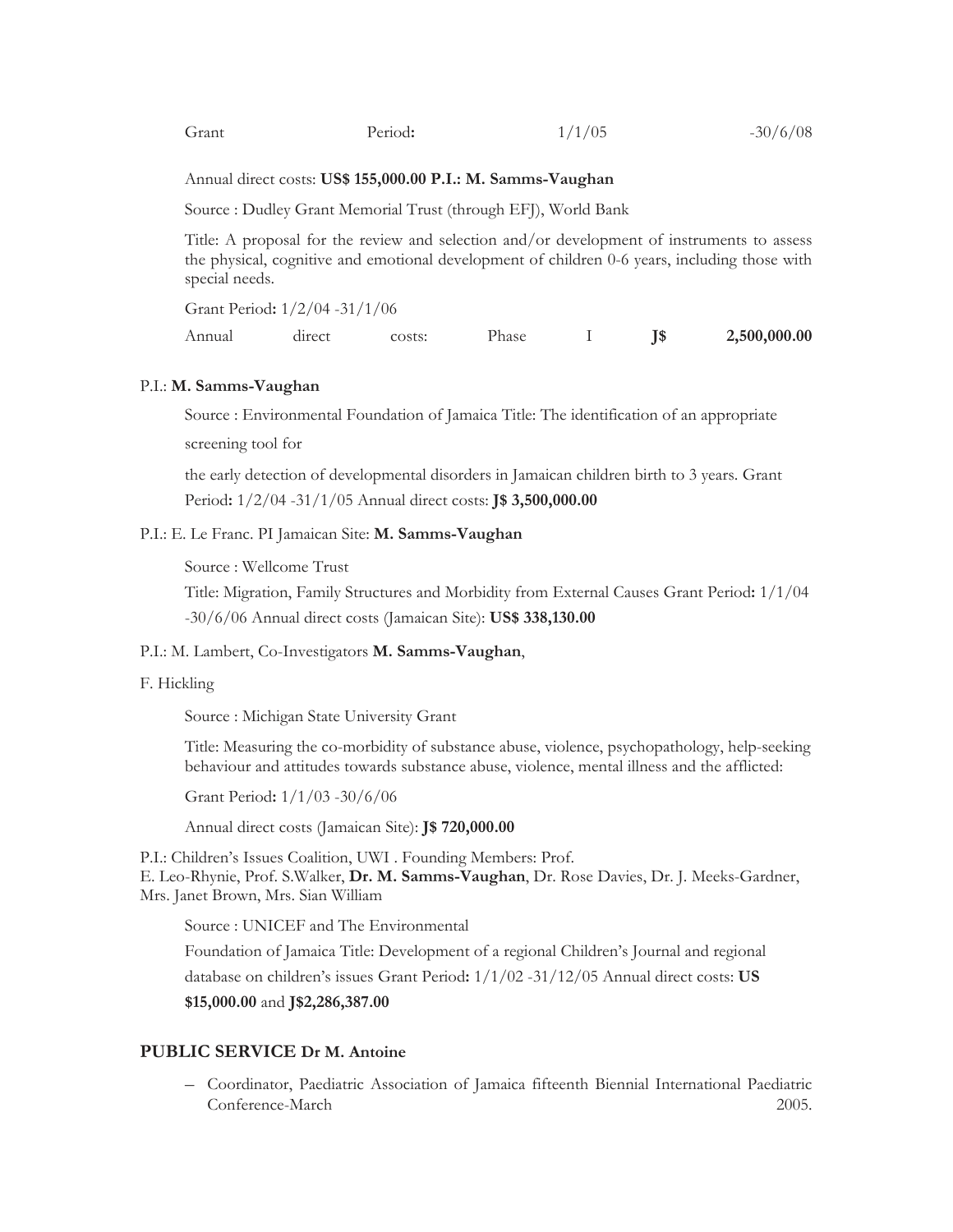Grant Period**:** 1/1/05 -30/6/08

Annual direct costs: **US$ 155,000.00 P.I.: M. Samms-Vaughan**

Source : Dudley Grant Memorial Trust (through EFJ), World Bank

Title: A proposal for the review and selection and/or development of instruments to assess the physical, cognitive and emotional development of children 0-6 years, including those with special needs.

Grant Period**:** 1/2/04 -31/1/06

Annual direct costs: Phase I **J$ 2,500,000.00**

P.I.: **M. Samms-Vaughan**

Source : Environmental Foundation of Jamaica Title: The identification of an appropriate screening tool for

the early detection of developmental disorders in Jamaican children birth to 3 years. Grant Period**:** 1/2/04 -31/1/05 Annual direct costs: **J$ 3,500,000.00**

P.I.: E. Le Franc. PI Jamaican Site: **M. Samms-Vaughan**

Source : Wellcome Trust

Title: Migration, Family Structures and Morbidity from External Causes Grant Period**:** 1/1/04 -30/6/06 Annual direct costs (Jamaican Site): **US$ 338,130.00**

P.I.: M. Lambert, Co-Investigators **M. Samms-Vaughan**,

F. Hickling

Source : Michigan State University Grant

Title: Measuring the co-morbidity of substance abuse, violence, psychopathology, help-seeking behaviour and attitudes towards substance abuse, violence, mental illness and the afflicted:

Grant Period**:** 1/1/03 -30/6/06

Annual direct costs (Jamaican Site): **J$ 720,000.00**

P.I.: Children's Issues Coalition, UWI . Founding Members: Prof. E. Leo-Rhynie, Prof. S.Walker, **Dr. M. Samms-Vaughan**, Dr. Rose Davies, Dr. J. Meeks-Gardner, Mrs. Janet Brown, Mrs. Sian William

Source : UNICEF and The Environmental

Foundation of Jamaica Title: Development of a regional Children's Journal and regional database on children's issues Grant Period**:** 1/1/02 -31/12/05 Annual direct costs: **US $15,000.00** and **J$2,286,387.00**

## PUBLIC SERVICE Dr M. Antoine

- Coordinator, Paediatric Association of Jamaica fifteenth Biennial International Paediatric Conference-March 2005.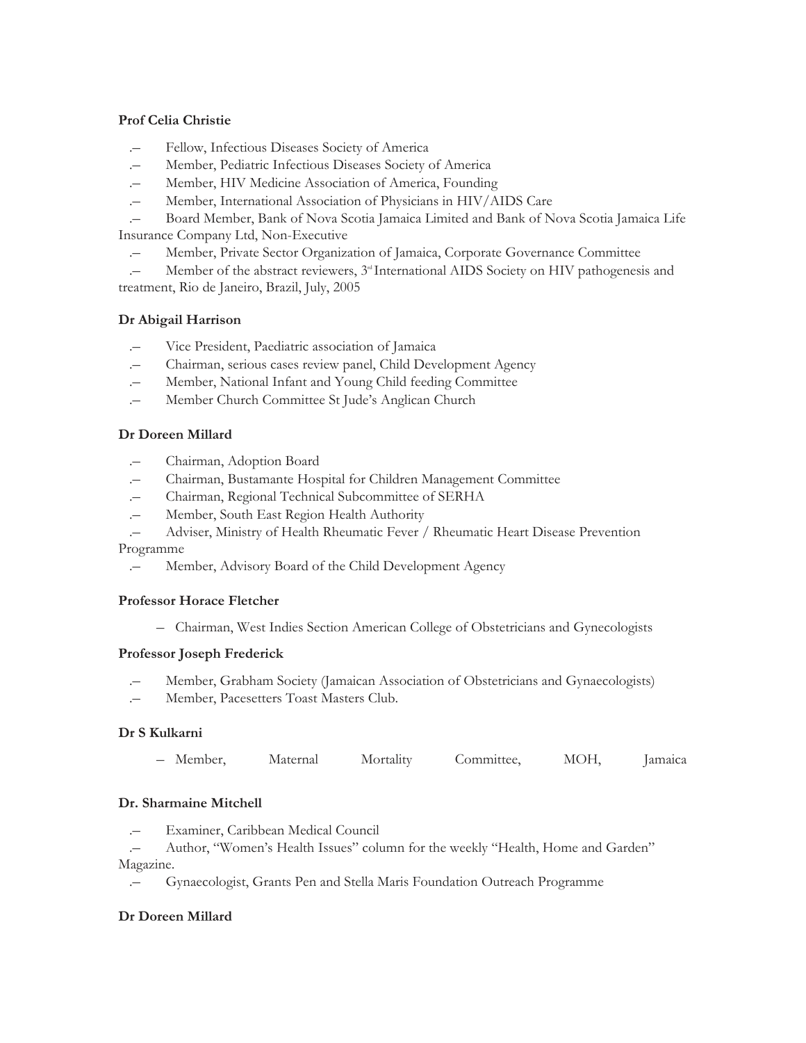**Prof Celia Christie**

- Fellow, Infectious Diseases Society of America
- Member, Pediatric Infectious Diseases Society of America
- Member, HIV Medicine Association of America, Founding
- Member, International Association of Physicians in HIV/AIDS Care
- Board Member, Bank of Nova Scotia Jamaica Limited and Bank of Nova Scotia Jamaica Life Insurance Company Ltd, Non-Executive
- Member, Private Sector Organization of Jamaica, Corporate Governance Committee
- Member of the abstract reviewers, 3rd International AIDS Society on HIV pathogenesis and treatment, Rio de Janeiro, Brazil, July, 2005

**Dr Abigail Harrison**

- Vice President, Paediatric association of Jamaica
- Chairman, serious cases review panel, Child Development Agency
- Member, National Infant and Young Child feeding Committee
- Member Church Committee St Jude's Anglican Church

**Dr Doreen Millard**

- Chairman, Adoption Board
- Chairman, Bustamante Hospital for Children Management Committee
- Chairman, Regional Technical Subcommittee of SERHA
- Member, South East Region Health Authority
- Adviser, Ministry of Health Rheumatic Fever / Rheumatic Heart Disease Prevention Programme
- Member, Advisory Board of the Child Development Agency

**Professor Horace Fletcher**

- Chairman, West Indies Section American College of Obstetricians and Gynecologists

**Professor Joseph Frederick**

- Member, Grabham Society (Jamaican Association of Obstetricians and Gynaecologists)
- Member, Pacesetters Toast Masters Club.

**Dr S Kulkarni**

- Member, Maternal Mortality Committee, MOH, Jamaica

**Dr. Sharmaine Mitchell**

- Examiner, Caribbean Medical Council
- Author, "Women's Health Issues" column for the weekly "Health, Home and Garden" Magazine.
- Gynaecologist, Grants Pen and Stella Maris Foundation Outreach Programme

**Dr Doreen Millard**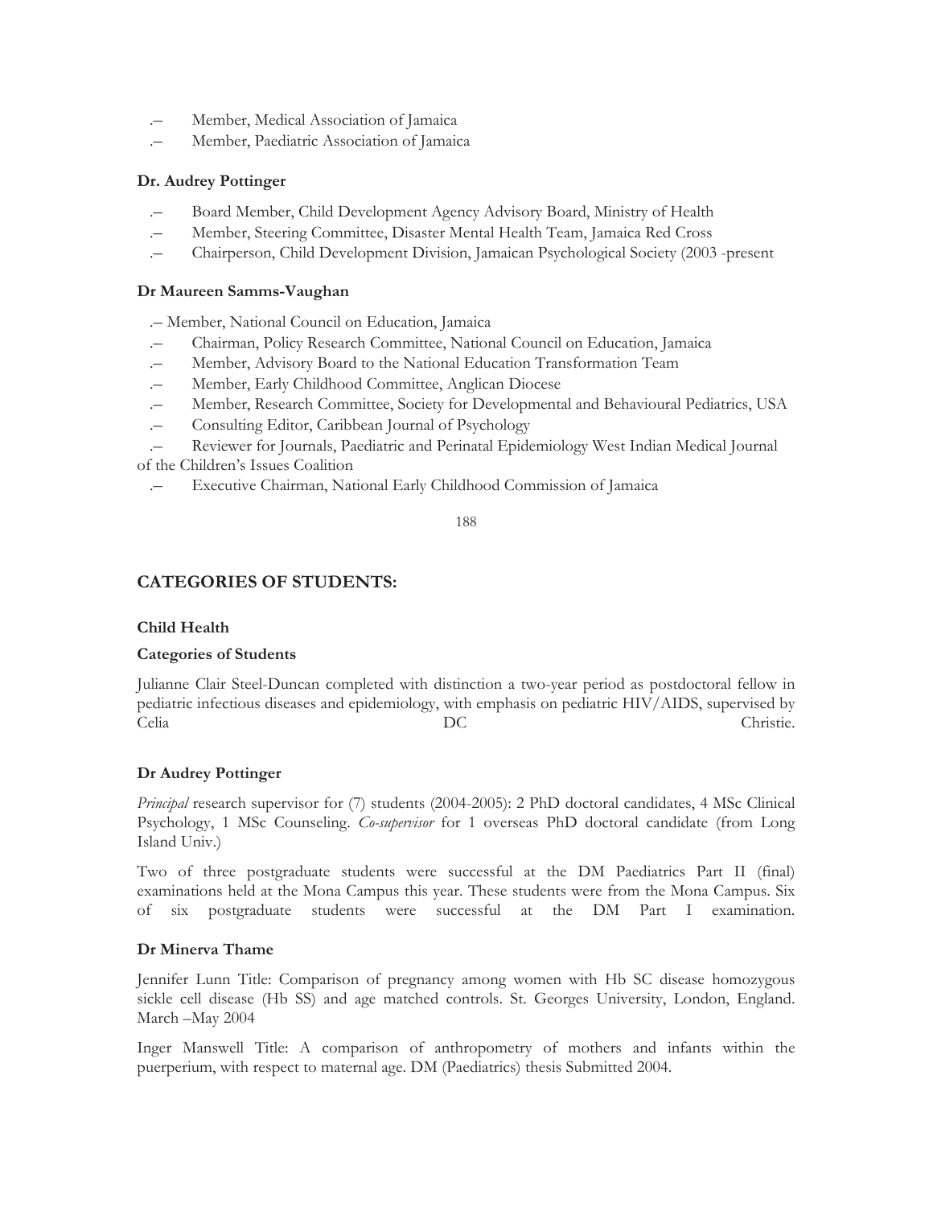- Member, Medical Association of Jamaica
- Member, Paediatric Association of Jamaica

**Dr. Audrey Pottinger**

- Board Member, Child Development Agency Advisory Board, Ministry of Health
- Member, Steering Committee, Disaster Mental Health Team, Jamaica Red Cross
- Chairperson, Child Development Division, Jamaican Psychological Society (2003 -present

**Dr Maureen Samms-Vaughan**

- Member, National Council on Education, Jamaica
- Chairman, Policy Research Committee, National Council on Education, Jamaica
- Member, Advisory Board to the National Education Transformation Team
- Member, Early Childhood Committee, Anglican Diocese
- Member, Research Committee, Society for Developmental and Behavioural Pediatrics, USA
- Consulting Editor, Caribbean Journal of Psychology
- Reviewer for Journals, Paediatric and Perinatal Epidemiology West Indian Medical Journal of the Children's Issues Coalition
- Executive Chairman, National Early Childhood Commission of Jamaica

## CATEGORIES OF STUDENTS:

**Child Health**

**Categories of Students**

Julianne Clair Steel-Duncan completed with distinction a two-year period as postdoctoral fellow in pediatric infectious diseases and epidemiology, with emphasis on pediatric HIV/AIDS, supervised by Celia DC Christie.

**Dr Audrey Pottinger**

*Principal* research supervisor for (7) students (2004-2005): 2 PhD doctoral candidates, 4 MSc Clinical Psychology, 1 MSc Counseling. *Co-supervisor* for 1 overseas PhD doctoral candidate (from Long Island Univ.)

Two of three postgraduate students were successful at the DM Paediatrics Part II (final) examinations held at the Mona Campus this year. These students were from the Mona Campus. Six of six postgraduate students were successful at the DM Part I examination.

**Dr Minerva Thame**

Jennifer Lunn Title: Comparison of pregnancy among women with Hb SC disease homozygous sickle cell disease (Hb SS) and age matched controls. St. Georges University, London, England. March –May 2004

Inger Manswell Title: A comparison of anthropometry of mothers and infants within the puerperium, with respect to maternal age. DM (Paediatrics) thesis Submitted 2004.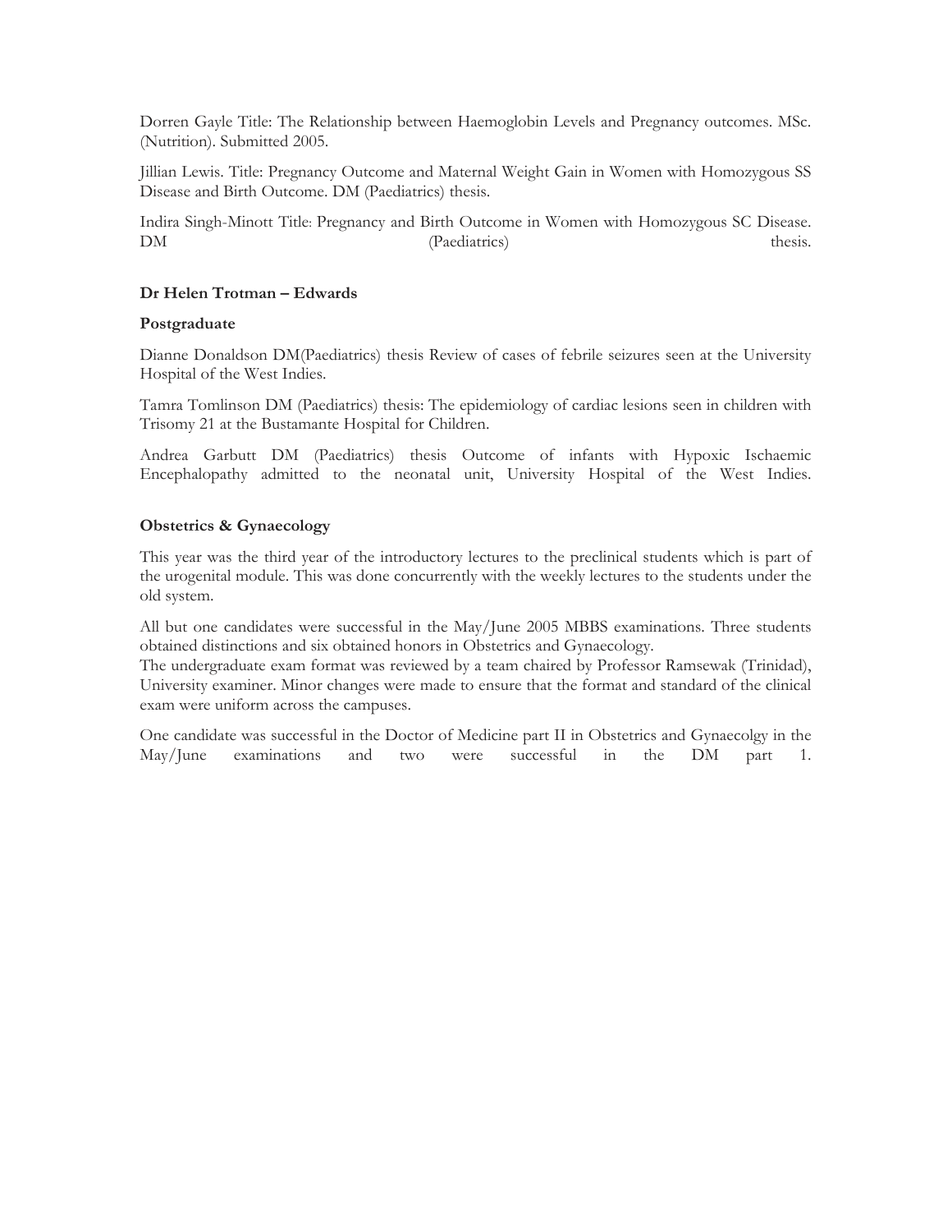Dorren Gayle Title: The Relationship between Haemoglobin Levels and Pregnancy outcomes. MSc. (Nutrition). Submitted 2005.

Jillian Lewis. Title: Pregnancy Outcome and Maternal Weight Gain in Women with Homozygous SS Disease and Birth Outcome. DM (Paediatrics) thesis.

Indira Singh-Minott Title: Pregnancy and Birth Outcome in Women with Homozygous SC Disease. DM (Paediatrics) thesis.

**Dr Helen Trotman – Edwards**

**Postgraduate**

Dianne Donaldson DM(Paediatrics) thesis Review of cases of febrile seizures seen at the University Hospital of the West Indies.

Tamra Tomlinson DM (Paediatrics) thesis: The epidemiology of cardiac lesions seen in children with Trisomy 21 at the Bustamante Hospital for Children.

Andrea Garbutt DM (Paediatrics) thesis Outcome of infants with Hypoxic Ischaemic Encephalopathy admitted to the neonatal unit, University Hospital of the West Indies.

**Obstetrics & Gynaecology**

This year was the third year of the introductory lectures to the preclinical students which is part of the urogenital module. This was done concurrently with the weekly lectures to the students under the old system.

All but one candidates were successful in the May/June 2005 MBBS examinations. Three students obtained distinctions and six obtained honors in Obstetrics and Gynaecology.
The undergraduate exam format was reviewed by a team chaired by Professor Ramsewak (Trinidad), University examiner. Minor changes were made to ensure that the format and standard of the clinical exam were uniform across the campuses.

One candidate was successful in the Doctor of Medicine part II in Obstetrics and Gynaecolgy in the May/June examinations and two were successful in the DM part 1.